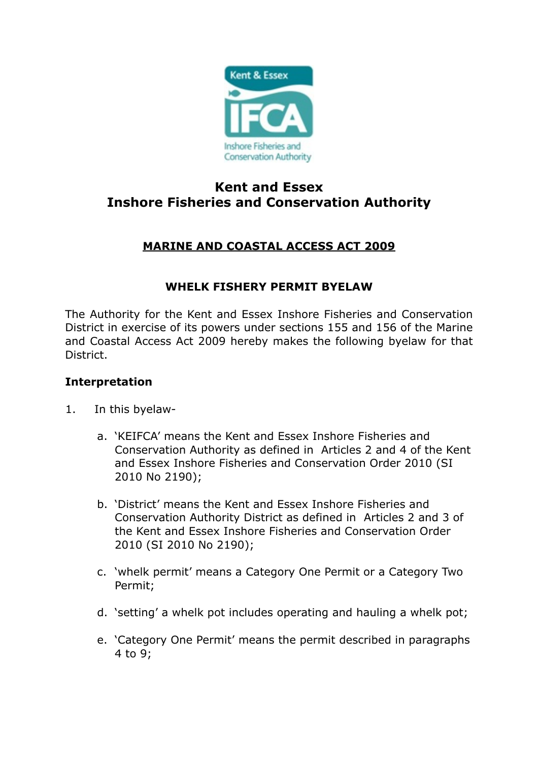# Kent and Essex Inshore Fisheries and Conservation Authority

## MARINE AND COASTAL ACCESS ACT 2009

### WHELK FISHERY PERMIT BYELAW

The Authority for the Kent and Essex Inshore Fisheries and Conservation District in exercise of its powers under sections 155 and 156 of the Marine and Coastal Access Act 2009 hereby makes the following byelaw for that District.

**Interpretation**

1. In this byelaw-

    a. 'KEIFCA' means the Kent and Essex Inshore Fisheries and Conservation Authority as defined in Articles 2 and 4 of the Kent and Essex Inshore Fisheries and Conservation Order 2010 (SI 2010 No 2190);

    b. 'District' means the Kent and Essex Inshore Fisheries and Conservation Authority District as defined in Articles 2 and 3 of the Kent and Essex Inshore Fisheries and Conservation Order 2010 (SI 2010 No 2190);

    c. 'whelk permit' means a Category One Permit or a Category Two Permit;

    d. 'setting' a whelk pot includes operating and hauling a whelk pot;

    e. 'Category One Permit' means the permit described in paragraphs 4 to 9;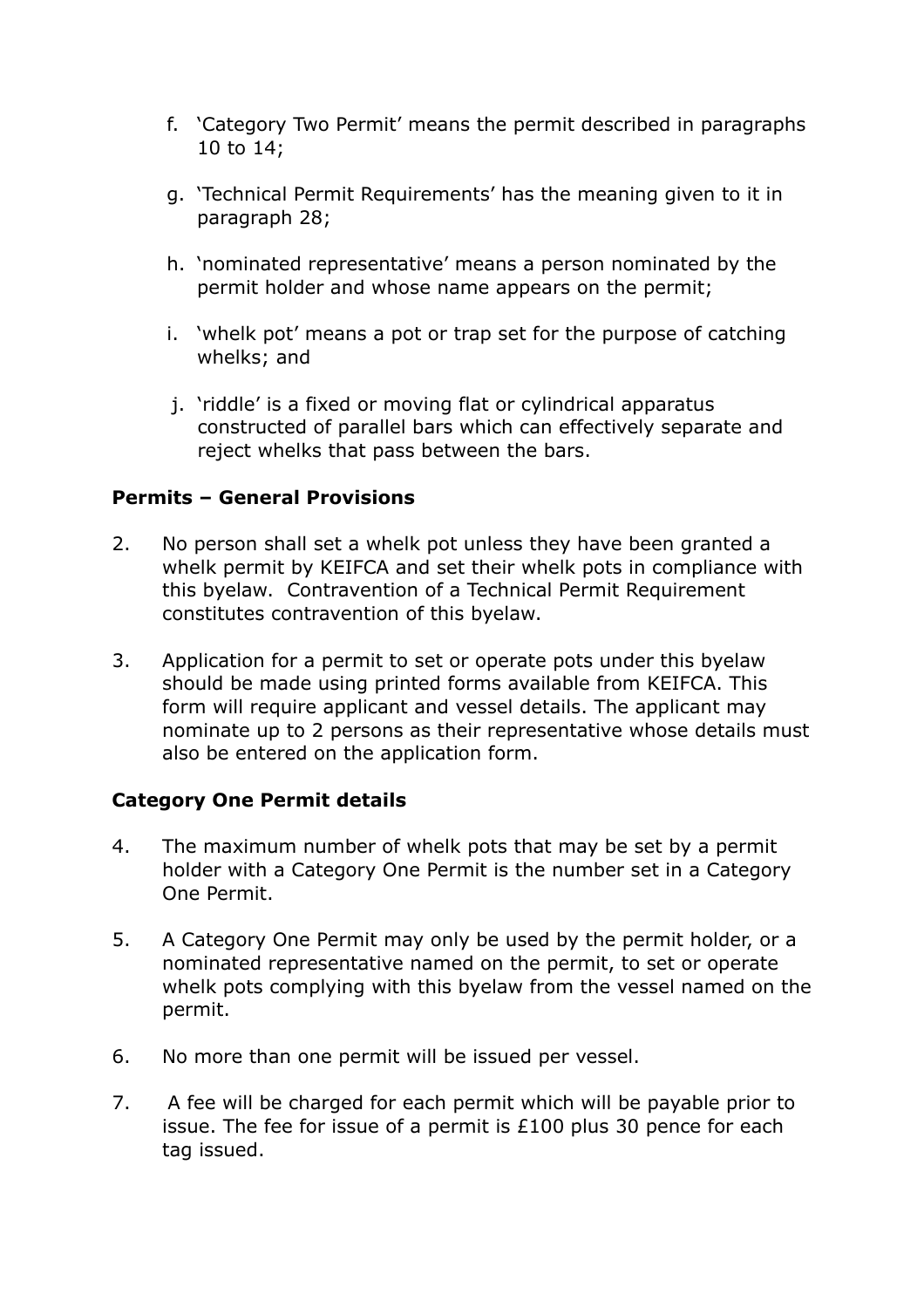f. 'Category Two Permit' means the permit described in paragraphs 10 to 14;

g. 'Technical Permit Requirements' has the meaning given to it in paragraph 28;

h. 'nominated representative' means a person nominated by the permit holder and whose name appears on the permit;

i. 'whelk pot' means a pot or trap set for the purpose of catching whelks; and

j. 'riddle' is a fixed or moving flat or cylindrical apparatus constructed of parallel bars which can effectively separate and reject whelks that pass between the bars.

**Permits – General Provisions**

2. No person shall set a whelk pot unless they have been granted a whelk permit by KEIFCA and set their whelk pots in compliance with this byelaw. Contravention of a Technical Permit Requirement constitutes contravention of this byelaw.

3. Application for a permit to set or operate pots under this byelaw should be made using printed forms available from KEIFCA. This form will require applicant and vessel details. The applicant may nominate up to 2 persons as their representative whose details must also be entered on the application form.

**Category One Permit details**

4. The maximum number of whelk pots that may be set by a permit holder with a Category One Permit is the number set in a Category One Permit.

5. A Category One Permit may only be used by the permit holder, or a nominated representative named on the permit, to set or operate whelk pots complying with this byelaw from the vessel named on the permit.

6. No more than one permit will be issued per vessel.

7. A fee will be charged for each permit which will be payable prior to issue. The fee for issue of a permit is £100 plus 30 pence for each tag issued.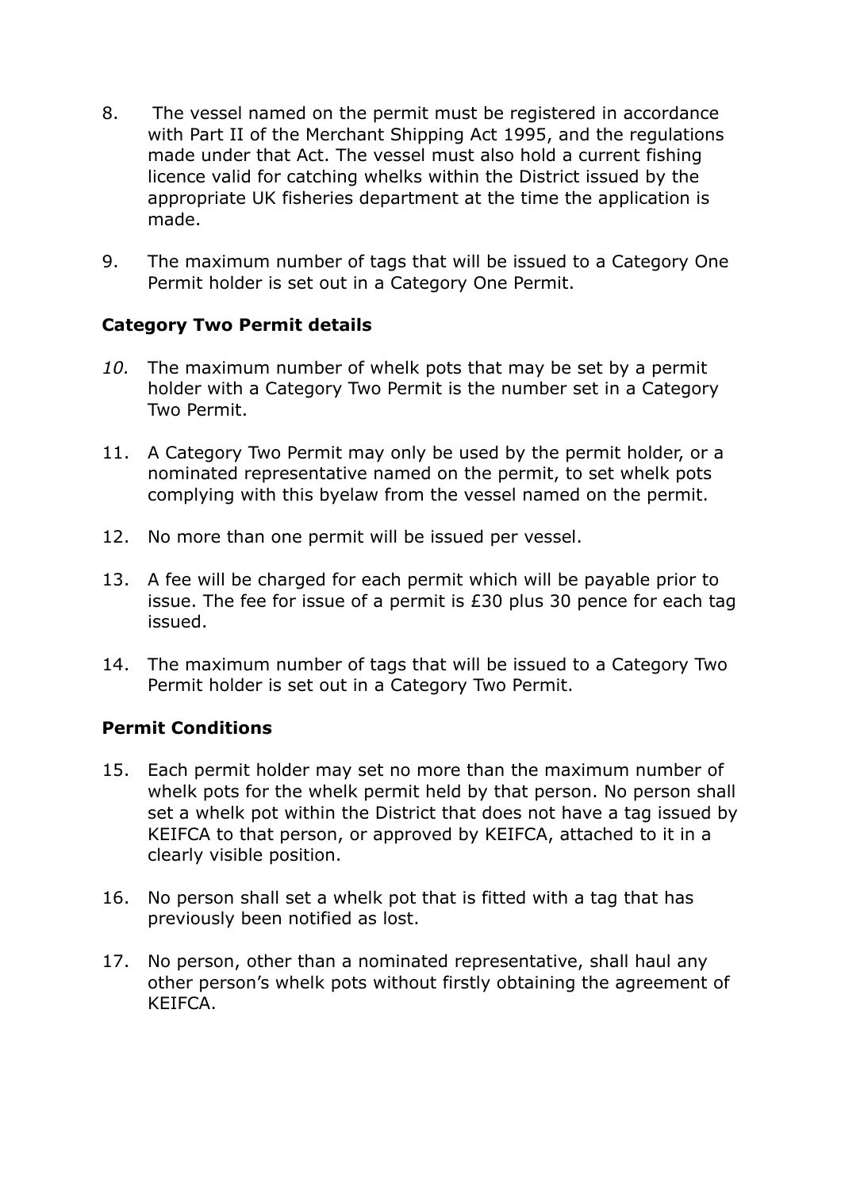8. The vessel named on the permit must be registered in accordance with Part II of the Merchant Shipping Act 1995, and the regulations made under that Act. The vessel must also hold a current fishing licence valid for catching whelks within the District issued by the appropriate UK fisheries department at the time the application is made.

9. The maximum number of tags that will be issued to a Category One Permit holder is set out in a Category One Permit.

**Category Two Permit details**

*10.* The maximum number of whelk pots that may be set by a permit holder with a Category Two Permit is the number set in a Category Two Permit.

11. A Category Two Permit may only be used by the permit holder, or a nominated representative named on the permit, to set whelk pots complying with this byelaw from the vessel named on the permit.

12. No more than one permit will be issued per vessel.

13. A fee will be charged for each permit which will be payable prior to issue. The fee for issue of a permit is £30 plus 30 pence for each tag issued.

14. The maximum number of tags that will be issued to a Category Two Permit holder is set out in a Category Two Permit.

**Permit Conditions**

15. Each permit holder may set no more than the maximum number of whelk pots for the whelk permit held by that person. No person shall set a whelk pot within the District that does not have a tag issued by KEIFCA to that person, or approved by KEIFCA, attached to it in a clearly visible position.

16. No person shall set a whelk pot that is fitted with a tag that has previously been notified as lost.

17. No person, other than a nominated representative, shall haul any other person's whelk pots without firstly obtaining the agreement of KEIFCA.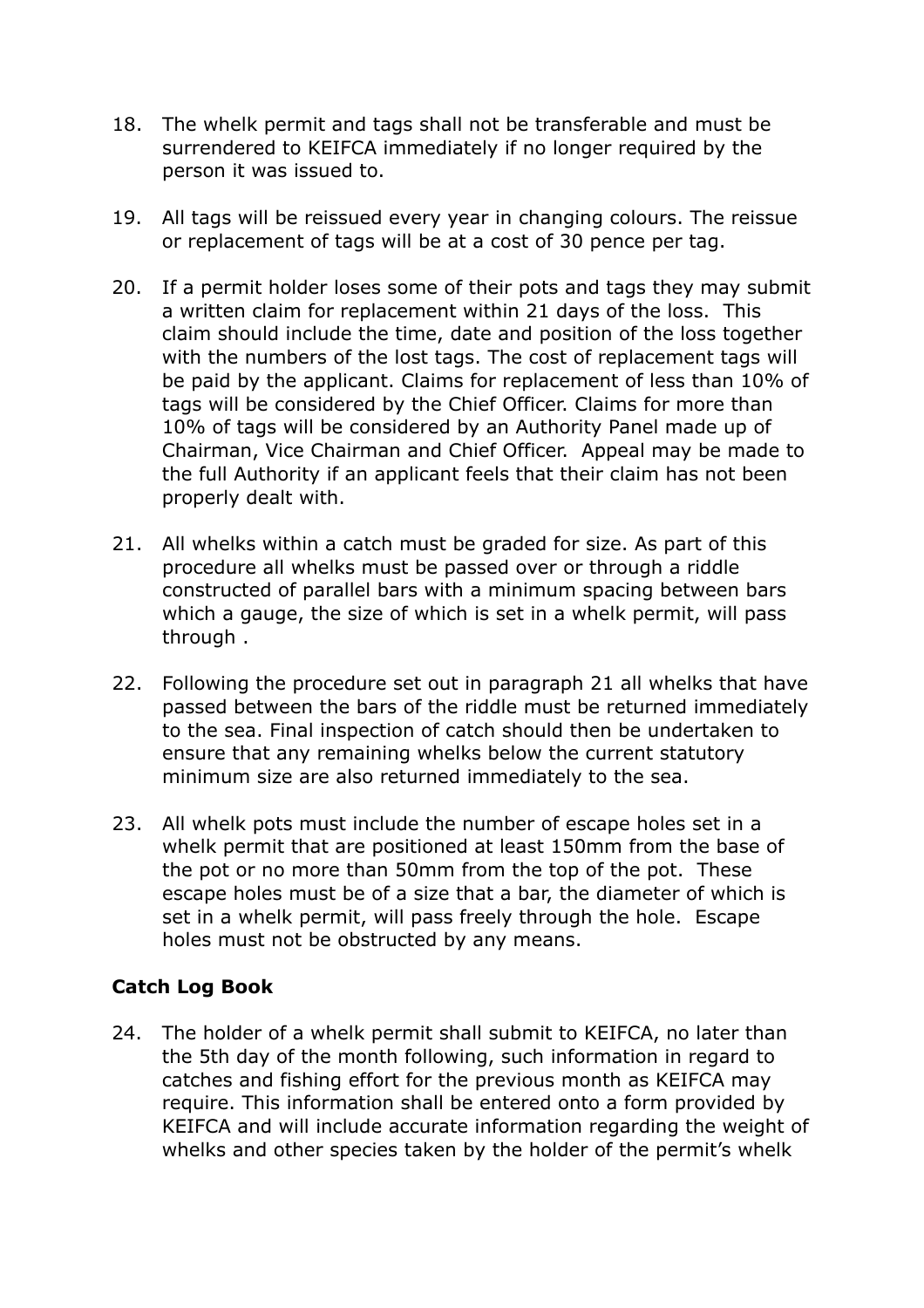18. The whelk permit and tags shall not be transferable and must be surrendered to KEIFCA immediately if no longer required by the person it was issued to.

19. All tags will be reissued every year in changing colours. The reissue or replacement of tags will be at a cost of 30 pence per tag.

20. If a permit holder loses some of their pots and tags they may submit a written claim for replacement within 21 days of the loss. This claim should include the time, date and position of the loss together with the numbers of the lost tags. The cost of replacement tags will be paid by the applicant. Claims for replacement of less than 10% of tags will be considered by the Chief Officer. Claims for more than 10% of tags will be considered by an Authority Panel made up of Chairman, Vice Chairman and Chief Officer. Appeal may be made to the full Authority if an applicant feels that their claim has not been properly dealt with.

21. All whelks within a catch must be graded for size. As part of this procedure all whelks must be passed over or through a riddle constructed of parallel bars with a minimum spacing between bars which a gauge, the size of which is set in a whelk permit, will pass through .

22. Following the procedure set out in paragraph 21 all whelks that have passed between the bars of the riddle must be returned immediately to the sea. Final inspection of catch should then be undertaken to ensure that any remaining whelks below the current statutory minimum size are also returned immediately to the sea.

23. All whelk pots must include the number of escape holes set in a whelk permit that are positioned at least 150mm from the base of the pot or no more than 50mm from the top of the pot. These escape holes must be of a size that a bar, the diameter of which is set in a whelk permit, will pass freely through the hole. Escape holes must not be obstructed by any means.

**Catch Log Book**

24. The holder of a whelk permit shall submit to KEIFCA, no later than the 5th day of the month following, such information in regard to catches and fishing effort for the previous month as KEIFCA may require. This information shall be entered onto a form provided by KEIFCA and will include accurate information regarding the weight of whelks and other species taken by the holder of the permit's whelk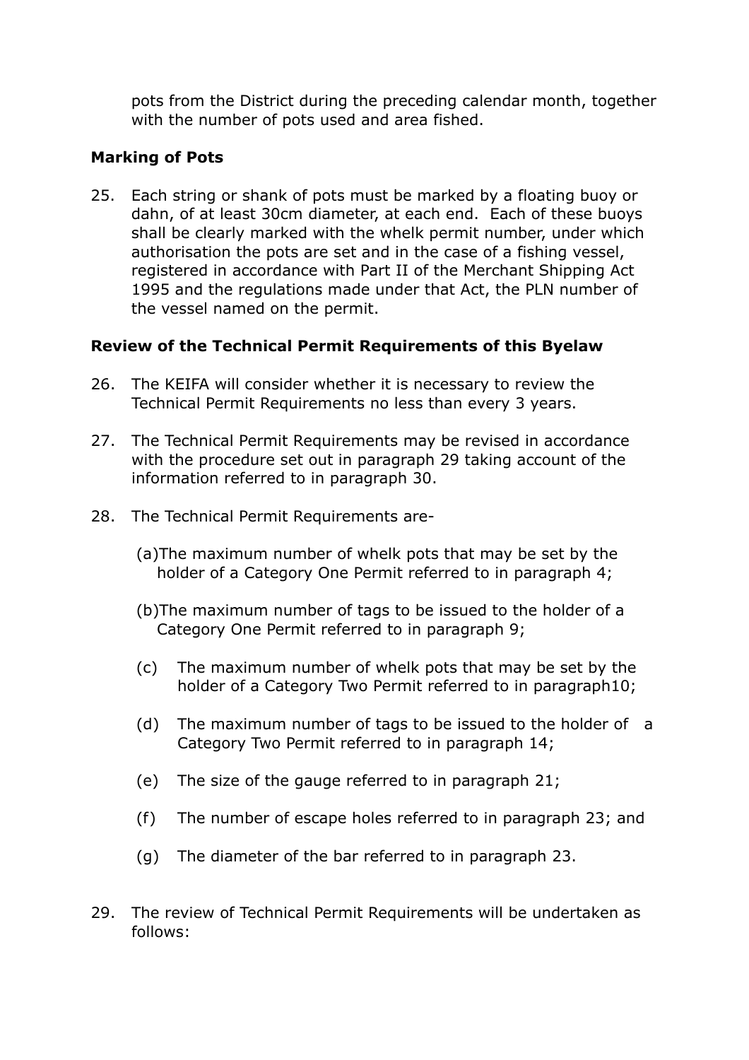pots from the District during the preceding calendar month, together with the number of pots used and area fished.

**Marking of Pots**

25. Each string or shank of pots must be marked by a floating buoy or dahn, of at least 30cm diameter, at each end. Each of these buoys shall be clearly marked with the whelk permit number, under which authorisation the pots are set and in the case of a fishing vessel, registered in accordance with Part II of the Merchant Shipping Act 1995 and the regulations made under that Act, the PLN number of the vessel named on the permit.

**Review of the Technical Permit Requirements of this Byelaw**

26. The KEIFA will consider whether it is necessary to review the Technical Permit Requirements no less than every 3 years.

27. The Technical Permit Requirements may be revised in accordance with the procedure set out in paragraph 29 taking account of the information referred to in paragraph 30.

28. The Technical Permit Requirements are-

   (a) The maximum number of whelk pots that may be set by the holder of a Category One Permit referred to in paragraph 4;

   (b) The maximum number of tags to be issued to the holder of a Category One Permit referred to in paragraph 9;

   (c) The maximum number of whelk pots that may be set by the holder of a Category Two Permit referred to in paragraph10;

   (d) The maximum number of tags to be issued to the holder of a Category Two Permit referred to in paragraph 14;

   (e) The size of the gauge referred to in paragraph 21;

   (f) The number of escape holes referred to in paragraph 23; and

   (g) The diameter of the bar referred to in paragraph 23.

29. The review of Technical Permit Requirements will be undertaken as follows: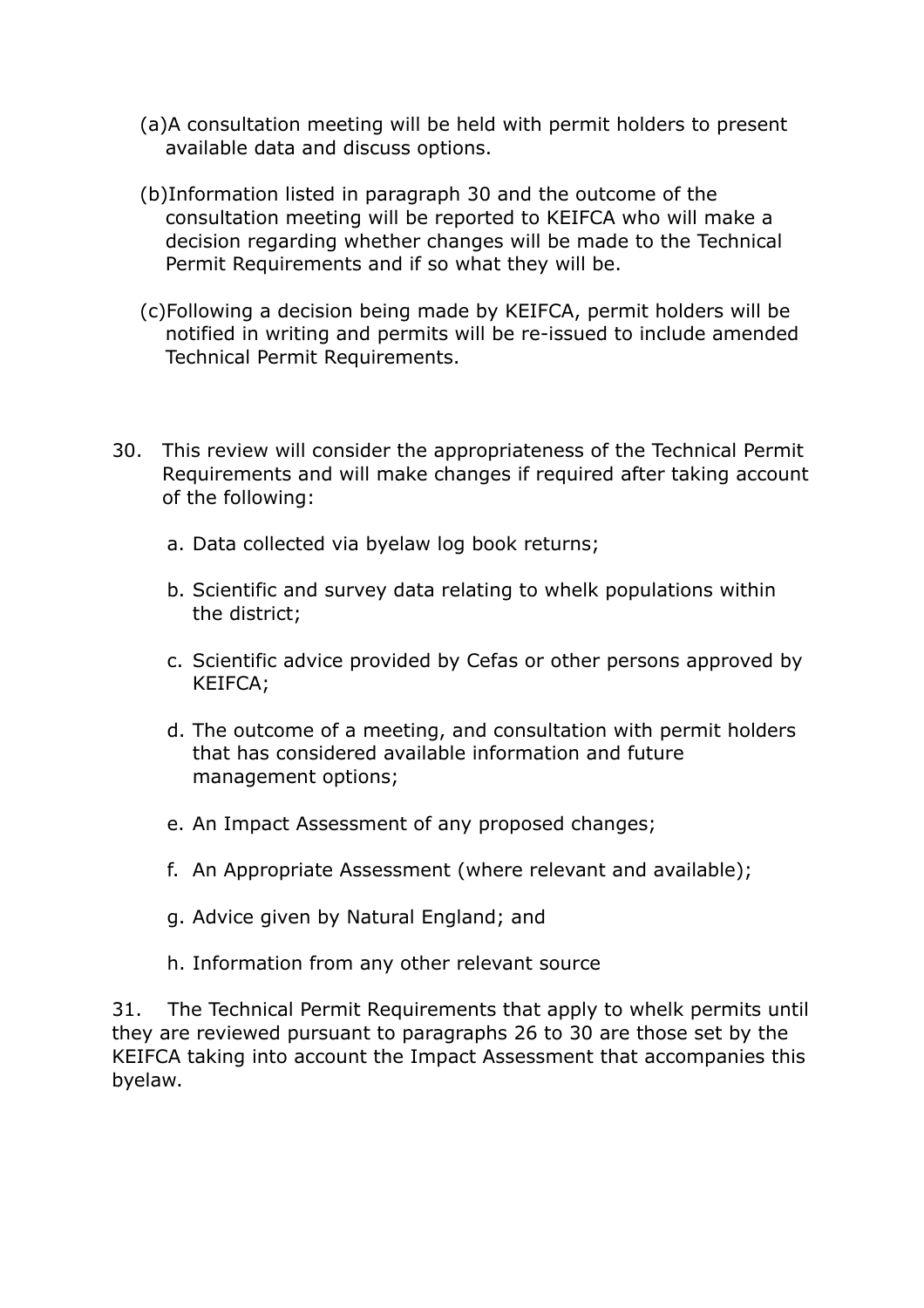(a) A consultation meeting will be held with permit holders to present available data and discuss options.

(b) Information listed in paragraph 30 and the outcome of the consultation meeting will be reported to KEIFCA who will make a decision regarding whether changes will be made to the Technical Permit Requirements and if so what they will be.

(c) Following a decision being made by KEIFCA, permit holders will be notified in writing and permits will be re-issued to include amended Technical Permit Requirements.

30. This review will consider the appropriateness of the Technical Permit Requirements and will make changes if required after taking account of the following:

   a. Data collected via byelaw log book returns;

   b. Scientific and survey data relating to whelk populations within the district;

   c. Scientific advice provided by Cefas or other persons approved by KEIFCA;

   d. The outcome of a meeting, and consultation with permit holders that has considered available information and future management options;

   e. An Impact Assessment of any proposed changes;

   f. An Appropriate Assessment (where relevant and available);

   g. Advice given by Natural England; and

   h. Information from any other relevant source

31. The Technical Permit Requirements that apply to whelk permits until they are reviewed pursuant to paragraphs 26 to 30 are those set by the KEIFCA taking into account the Impact Assessment that accompanies this byelaw.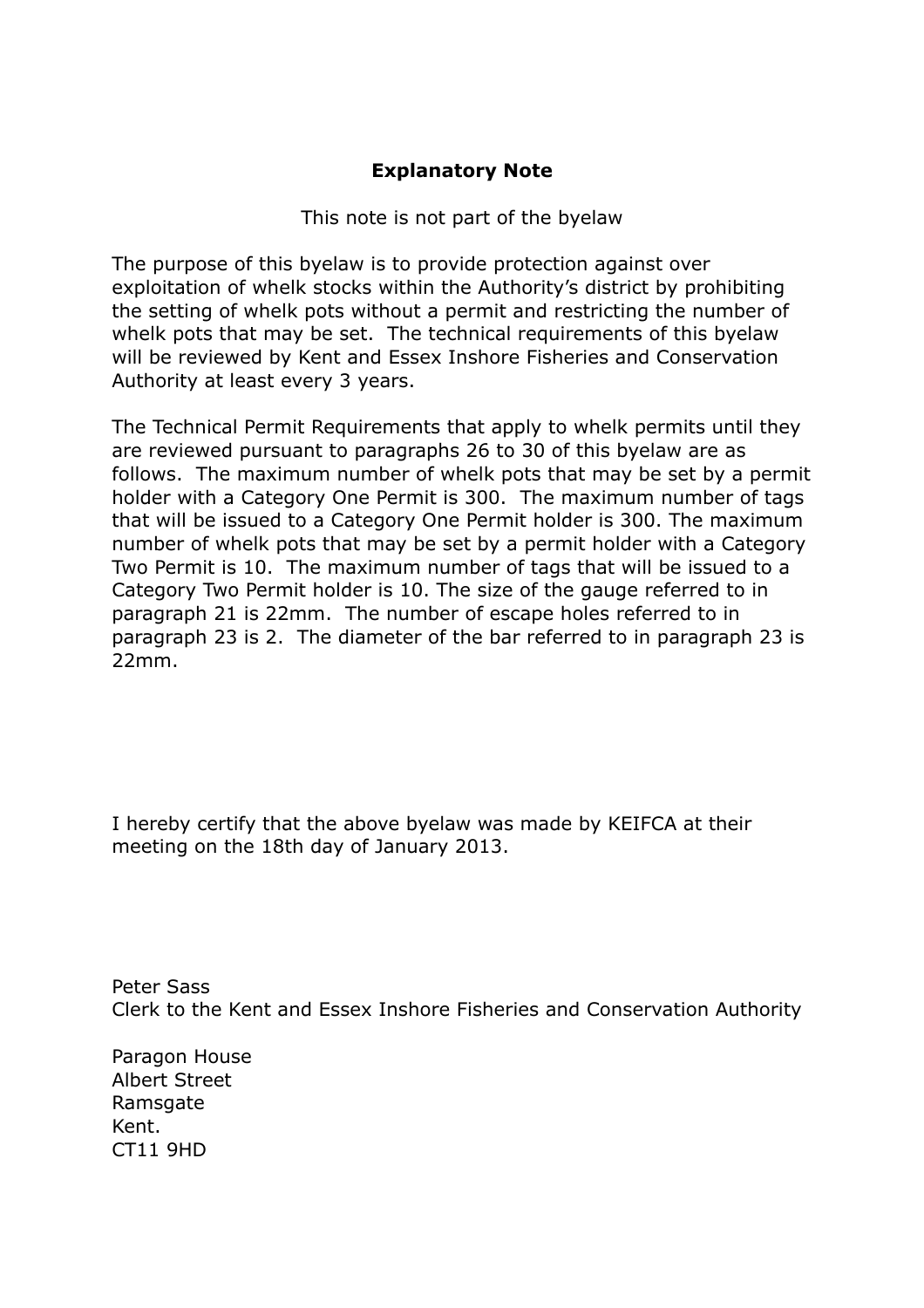## Explanatory Note

This note is not part of the byelaw

The purpose of this byelaw is to provide protection against over exploitation of whelk stocks within the Authority's district by prohibiting the setting of whelk pots without a permit and restricting the number of whelk pots that may be set. The technical requirements of this byelaw will be reviewed by Kent and Essex Inshore Fisheries and Conservation Authority at least every 3 years.

The Technical Permit Requirements that apply to whelk permits until they are reviewed pursuant to paragraphs 26 to 30 of this byelaw are as follows. The maximum number of whelk pots that may be set by a permit holder with a Category One Permit is 300. The maximum number of tags that will be issued to a Category One Permit holder is 300. The maximum number of whelk pots that may be set by a permit holder with a Category Two Permit is 10. The maximum number of tags that will be issued to a Category Two Permit holder is 10. The size of the gauge referred to in paragraph 21 is 22mm. The number of escape holes referred to in paragraph 23 is 2. The diameter of the bar referred to in paragraph 23 is 22mm.

I hereby certify that the above byelaw was made by KEIFCA at their meeting on the 18th day of January 2013.

Peter Sass
Clerk to the Kent and Essex Inshore Fisheries and Conservation Authority

Paragon House
Albert Street
Ramsgate
Kent.
CT11 9HD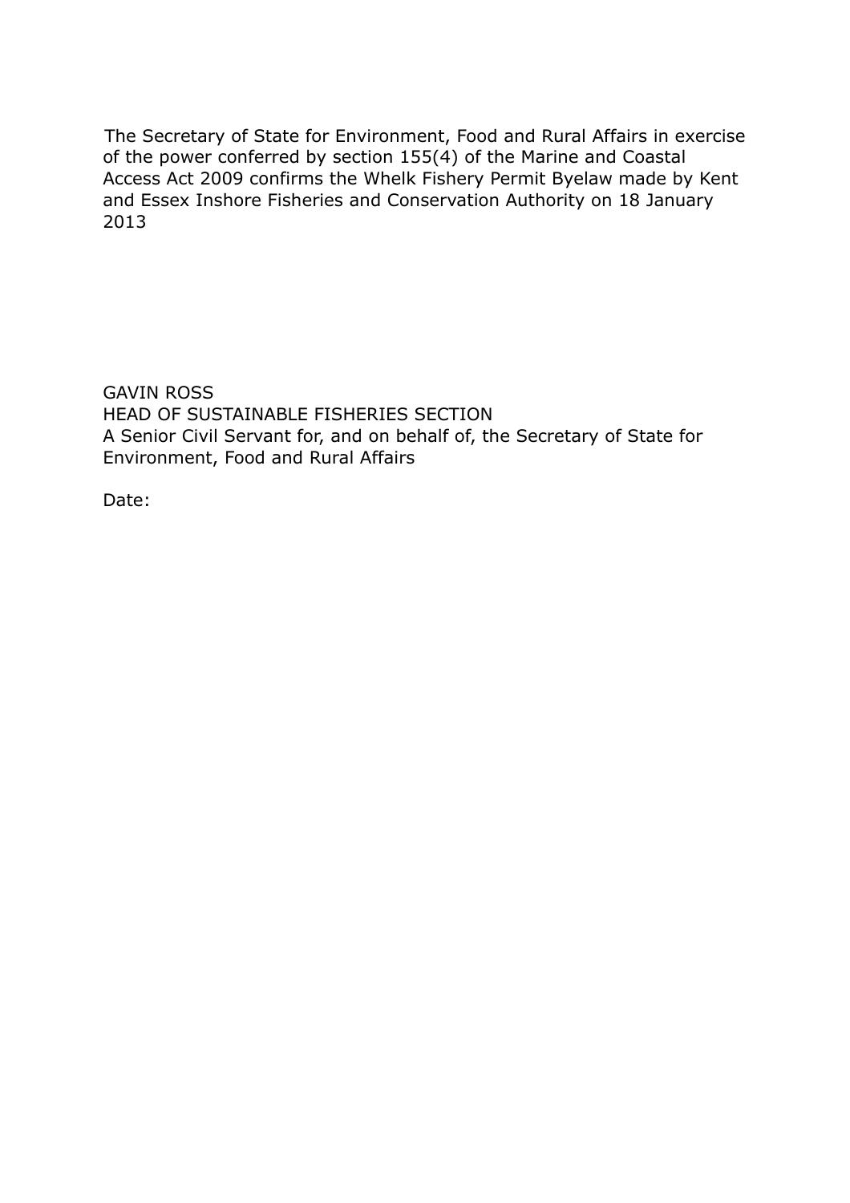The Secretary of State for Environment, Food and Rural Affairs in exercise of the power conferred by section 155(4) of the Marine and Coastal Access Act 2009 confirms the Whelk Fishery Permit Byelaw made by Kent and Essex Inshore Fisheries and Conservation Authority on 18 January 2013

GAVIN ROSS
HEAD OF SUSTAINABLE FISHERIES SECTION
A Senior Civil Servant for, and on behalf of, the Secretary of State for Environment, Food and Rural Affairs

Date: